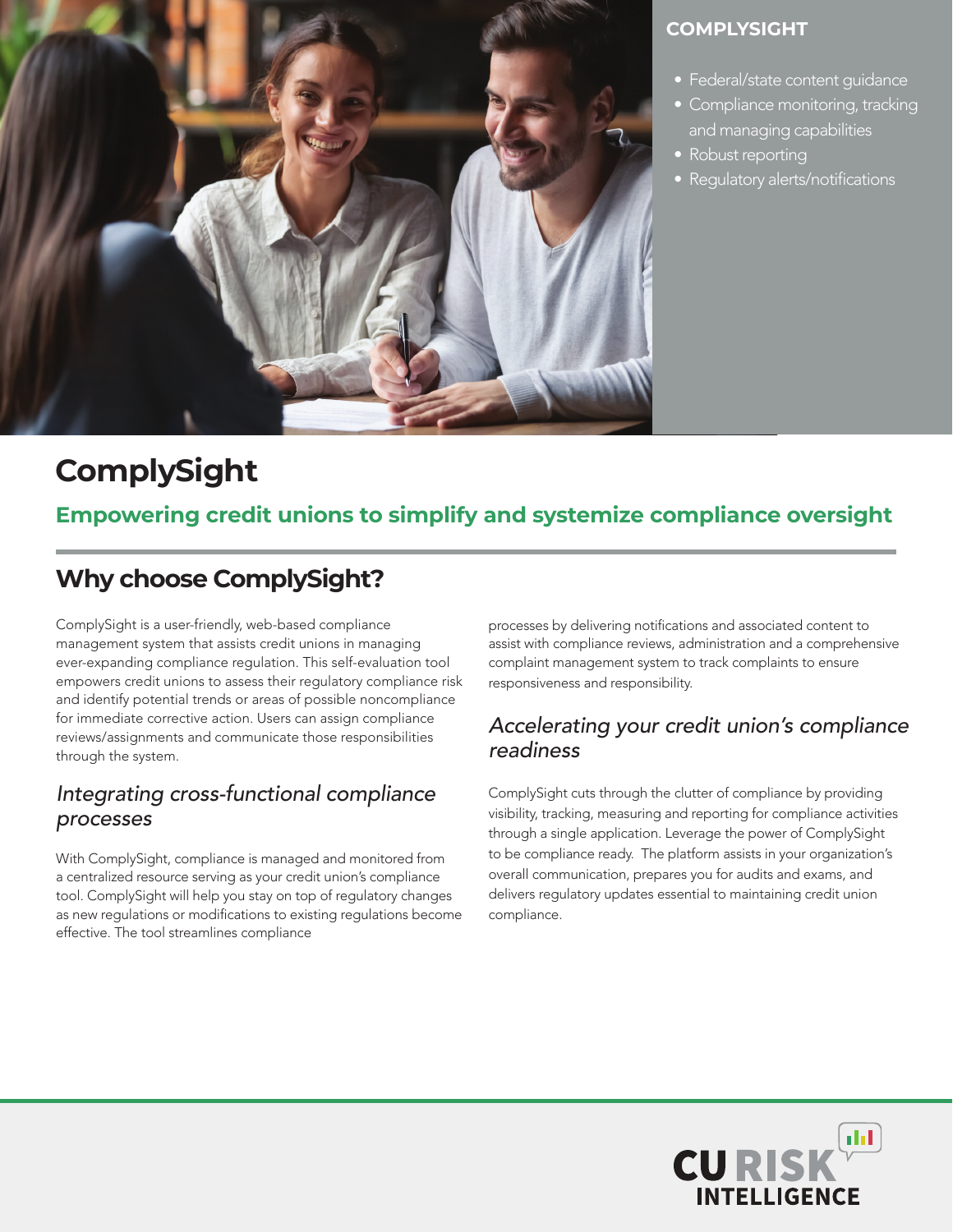**COMPLYSIGHT**

- Federal/state content guidance
- Compliance monitoring, tracking and managing capabilities
- Robust reporting
- Regulatory alerts/notifications

# ComplySight

**Empowering credit unions to simplify and systemize compliance oversight**

## Why choose ComplySight?

ComplySight is a user-friendly, web-based compliance management system that assists credit unions in managing ever-expanding compliance regulation. This self-evaluation tool empowers credit unions to assess their regulatory compliance risk and identify potential trends or areas of possible noncompliance for immediate corrective action. Users can assign compliance reviews/assignments and communicate those responsibilities through the system.

### *Integrating cross-functional compliance processes*

With ComplySight, compliance is managed and monitored from a centralized resource serving as your credit union's compliance tool. ComplySight will help you stay on top of regulatory changes as new regulations or modifications to existing regulations become effective. The tool streamlines compliance processes by delivering notifications and associated content to assist with compliance reviews, administration and a comprehensive complaint management system to track complaints to ensure responsiveness and responsibility.

### *Accelerating your credit union's compliance readiness*

ComplySight cuts through the clutter of compliance by providing visibility, tracking, measuring and reporting for compliance activities through a single application. Leverage the power of ComplySight to be compliance ready. The platform assists in your organization's overall communication, prepares you for audits and exams, and delivers regulatory updates essential to maintaining credit union compliance.

CU RISK INTELLIGENCE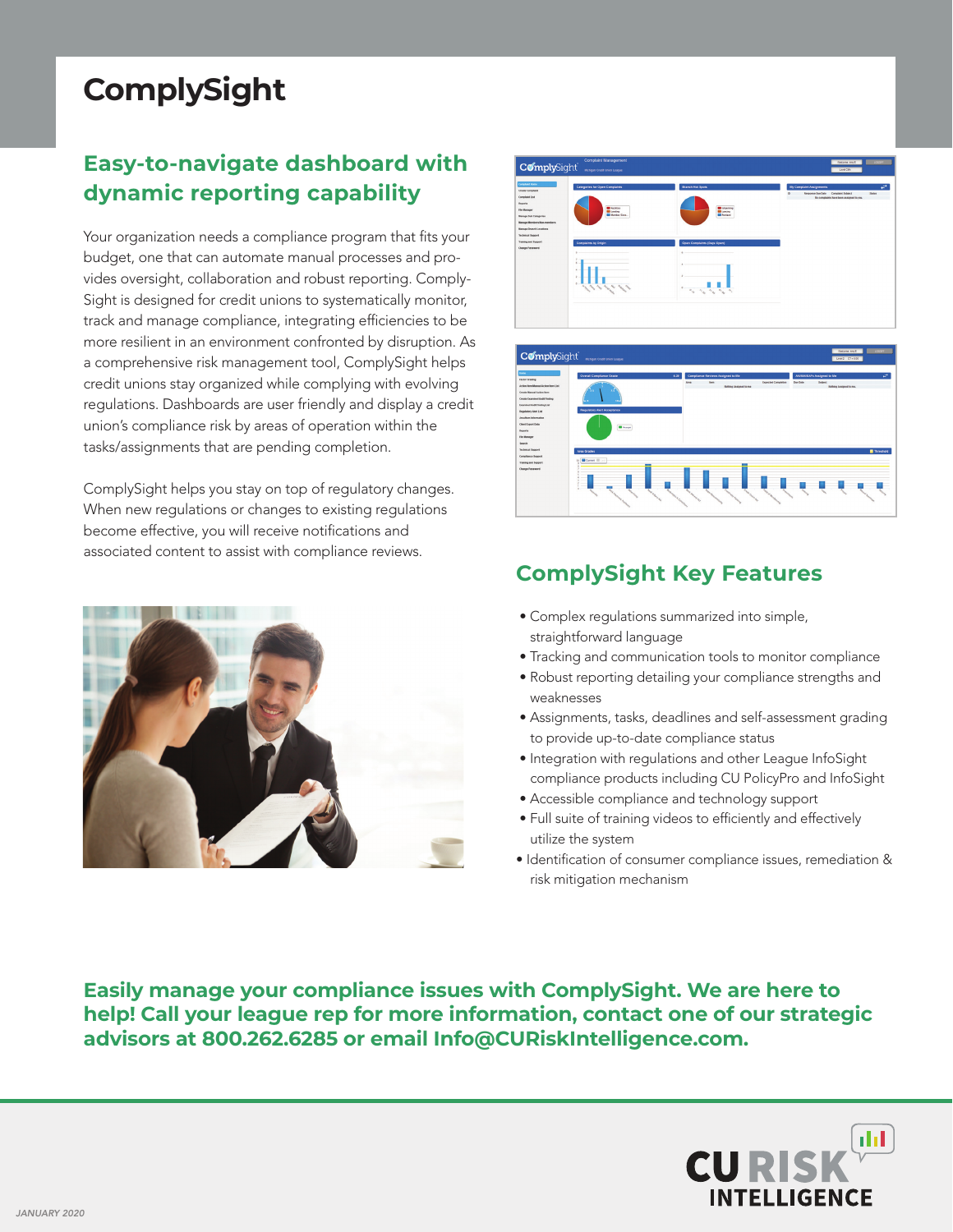# ComplySight

## Easy-to-navigate dashboard with dynamic reporting capability

Your organization needs a compliance program that fits your budget, one that can automate manual processes and provides oversight, collaboration and robust reporting. ComplySight is designed for credit unions to systematically monitor, track and manage compliance, integrating efficiencies to be more resilient in an environment confronted by disruption. As a comprehensive risk management tool, ComplySight helps credit unions stay organized while complying with evolving regulations. Dashboards are user friendly and display a credit union's compliance risk by areas of operation within the tasks/assignments that are pending completion.

ComplySight helps you stay on top of regulatory changes. When new regulations or changes to existing regulations become effective, you will receive notifications and associated content to assist with compliance reviews.

## ComplySight Key Features

- Complex regulations summarized into simple, straightforward language
- Tracking and communication tools to monitor compliance
- Robust reporting detailing your compliance strengths and weaknesses
- Assignments, tasks, deadlines and self-assessment grading to provide up-to-date compliance status
- Integration with regulations and other League InfoSight compliance products including CU PolicyPro and InfoSight
- Accessible compliance and technology support
- Full suite of training videos to efficiently and effectively utilize the system
- Identification of consumer compliance issues, remediation & risk mitigation mechanism

**Easily manage your compliance issues with ComplySight. We are here to help! Call your league rep for more information, contact one of our strategic advisors at 800.262.6285 or email Info@CURiskIntelligence.com.**

CU RISK INTELLIGENCE

JANUARY 2020